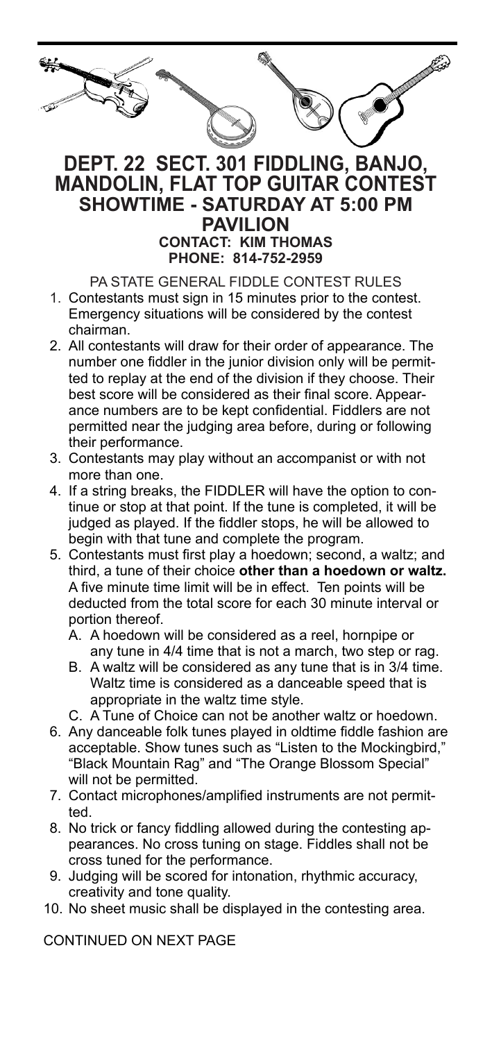# DEPT. 22 SECT. 301 FIDDLING, BANJO, MANDOLIN, FLAT TOP GUITAR CONTEST

## SHOWTIME - SATURDAY AT 5:00 PM

## PAVILION

### CONTACT: KIM THOMAS

### PHONE: 814-752-2959

PA STATE GENERAL FIDDLE CONTEST RULES

1. Contestants must sign in 15 minutes prior to the contest. Emergency situations will be considered by the contest chairman.
2. All contestants will draw for their order of appearance. The number one fiddler in the junior division only will be permitted to replay at the end of the division if they choose. Their best score will be considered as their final score. Appearance numbers are to be kept confidential. Fiddlers are not permitted near the judging area before, during or following their performance.
3. Contestants may play without an accompanist or with not more than one.
4. If a string breaks, the FIDDLER will have the option to continue or stop at that point. If the tune is completed, it will be judged as played. If the fiddler stops, he will be allowed to begin with that tune and complete the program.
5. Contestants must first play a hoedown; second, a waltz; and third, a tune of their choice **other than a hoedown or waltz.** A five minute time limit will be in effect. Ten points will be deducted from the total score for each 30 minute interval or portion thereof.
   A. A hoedown will be considered as a reel, hornpipe or any tune in 4/4 time that is not a march, two step or rag.
   B. A waltz will be considered as any tune that is in 3/4 time. Waltz time is considered as a danceable speed that is appropriate in the waltz time style.
   C. A Tune of Choice can not be another waltz or hoedown.
6. Any danceable folk tunes played in oldtime fiddle fashion are acceptable. Show tunes such as "Listen to the Mockingbird," "Black Mountain Rag" and "The Orange Blossom Special" will not be permitted.
7. Contact microphones/amplified instruments are not permitted.
8. No trick or fancy fiddling allowed during the contesting appearances. No cross tuning on stage. Fiddles shall not be cross tuned for the performance.
9. Judging will be scored for intonation, rhythmic accuracy, creativity and tone quality.
10. No sheet music shall be displayed in the contesting area.

CONTINUED ON NEXT PAGE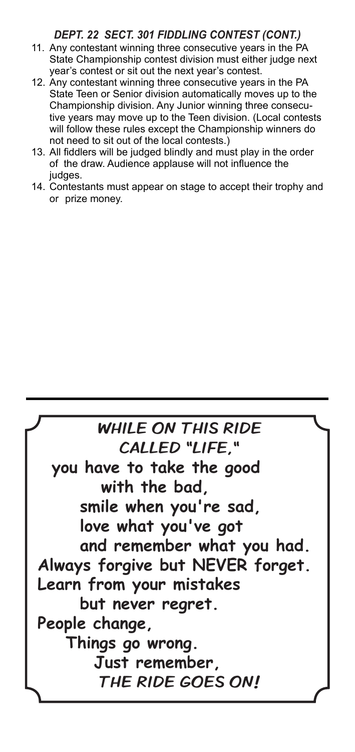### *DEPT. 22 SECT. 301 FIDDLING CONTEST (CONT.)*

11. Any contestant winning three consecutive years in the PA State Championship contest division must either judge next year's contest or sit out the next year's contest.
12. Any contestant winning three consecutive years in the PA State Teen or Senior division automatically moves up to the Championship division. Any Junior winning three consecutive years may move up to the Teen division. (Local contests will follow these rules except the Championship winners do not need to sit out of the local contests.)
13. All fiddlers will be judged blindly and must play in the order of the draw. Audience applause will not influence the judges.
14. Contestants must appear on stage to accept their trophy and or prize money.

---

***WHILE ON THIS RIDE CALLED "LIFE,"***

**you have to take the good with the bad,**
**smile when you're sad,**
**love what you've got**
**and remember what you had.**
**Always forgive but NEVER forget.**
**Learn from your mistakes**
**but never regret.**
**People change,**
**Things go wrong.**
**Just remember,**
***THE RIDE GOES ON!***